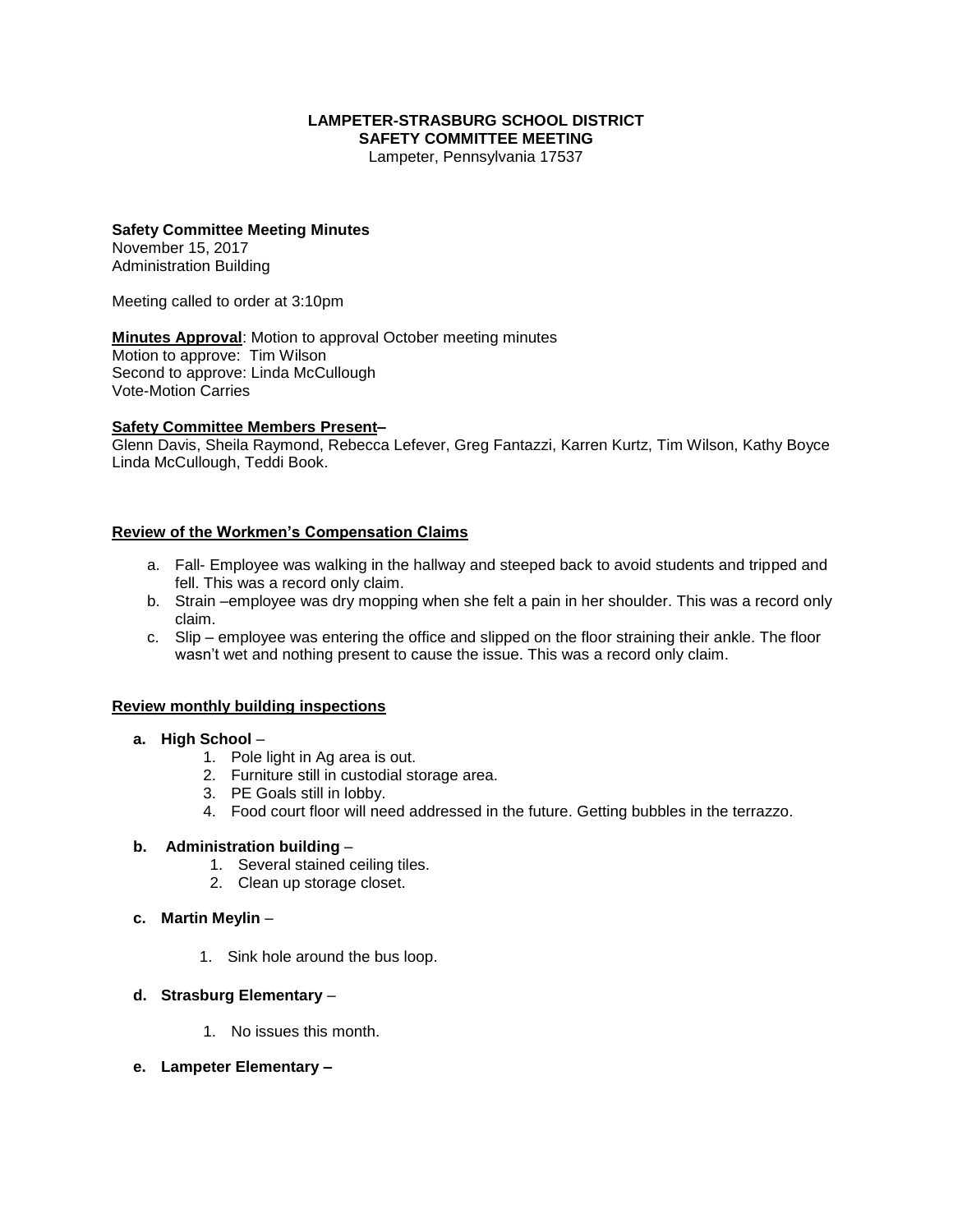**LAMPETER-STRASBURG SCHOOL DISTRICT**
**SAFETY COMMITTEE MEETING**
Lampeter, Pennsylvania 17537

**Safety Committee Meeting Minutes**
November 15, 2017
Administration Building

Meeting called to order at 3:10pm

**Minutes Approval**: Motion to approval October meeting minutes
Motion to approve: Tim Wilson
Second to approve: Linda McCullough
Vote-Motion Carries

**Safety Committee Members Present–**
Glenn Davis, Sheila Raymond, Rebecca Lefever, Greg Fantazzi, Karren Kurtz, Tim Wilson, Kathy Boyce Linda McCullough, Teddi Book.

**Review of the Workmen's Compensation Claims**

a. Fall- Employee was walking in the hallway and steeped back to avoid students and tripped and fell. This was a record only claim.
b. Strain –employee was dry mopping when she felt a pain in her shoulder. This was a record only claim.
c. Slip – employee was entering the office and slipped on the floor straining their ankle. The floor wasn't wet and nothing present to cause the issue. This was a record only claim.

**Review monthly building inspections**

**a. High School** –
1. Pole light in Ag area is out.
2. Furniture still in custodial storage area.
3. PE Goals still in lobby.
4. Food court floor will need addressed in the future. Getting bubbles in the terrazzo.

**b. Administration building** –
1. Several stained ceiling tiles.
2. Clean up storage closet.

**c. Martin Meylin** –
1. Sink hole around the bus loop.

**d. Strasburg Elementary** –
1. No issues this month.

**e. Lampeter Elementary –**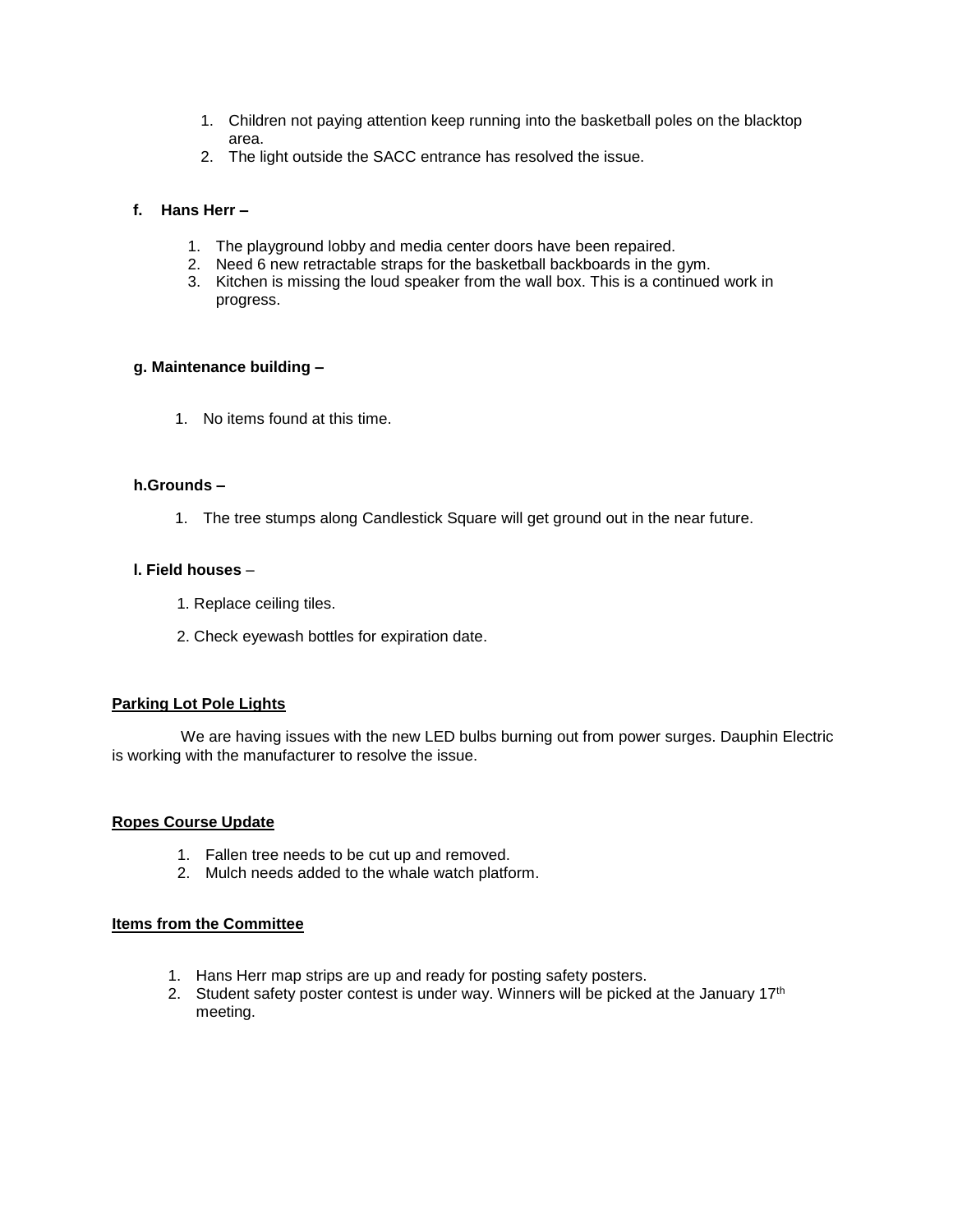1. Children not paying attention keep running into the basketball poles on the blacktop area.
2. The light outside the SACC entrance has resolved the issue.

**f. Hans Herr –**

1. The playground lobby and media center doors have been repaired.
2. Need 6 new retractable straps for the basketball backboards in the gym.
3. Kitchen is missing the loud speaker from the wall box. This is a continued work in progress.

**g. Maintenance building –**

1. No items found at this time.

**h.Grounds –**

1. The tree stumps along Candlestick Square will get ground out in the near future.

**l. Field houses** –

1. Replace ceiling tiles.
2. Check eyewash bottles for expiration date.

**Parking Lot Pole Lights**

We are having issues with the new LED bulbs burning out from power surges. Dauphin Electric is working with the manufacturer to resolve the issue.

**Ropes Course Update**

1. Fallen tree needs to be cut up and removed.
2. Mulch needs added to the whale watch platform.

**Items from the Committee**

1. Hans Herr map strips are up and ready for posting safety posters.
2. Student safety poster contest is under way. Winners will be picked at the January 17th meeting.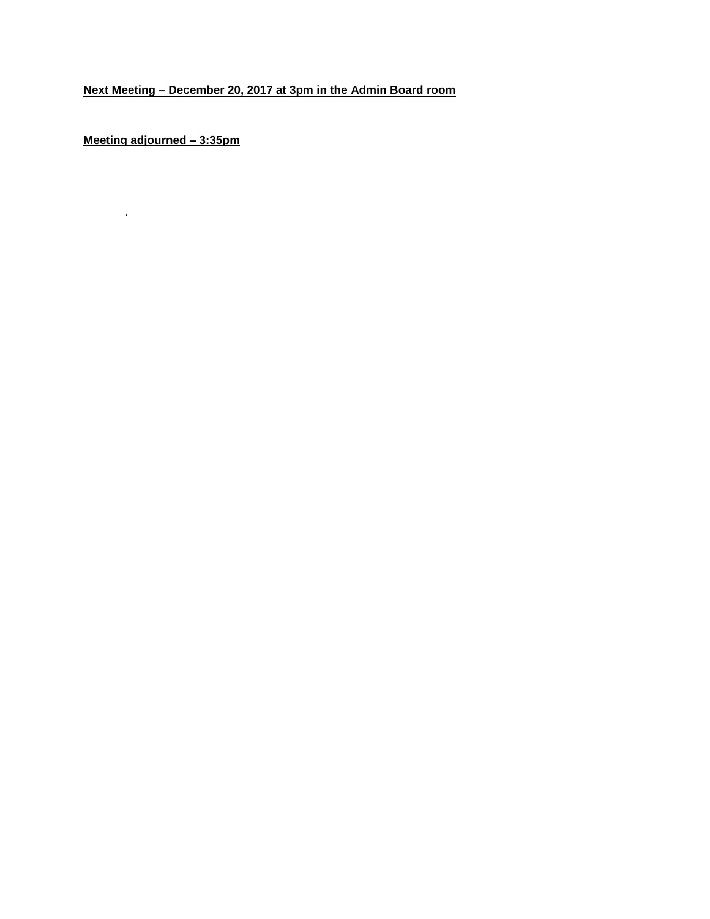**Next Meeting – December 20, 2017 at 3pm in the Admin Board room**

**Meeting adjourned – 3:35pm**